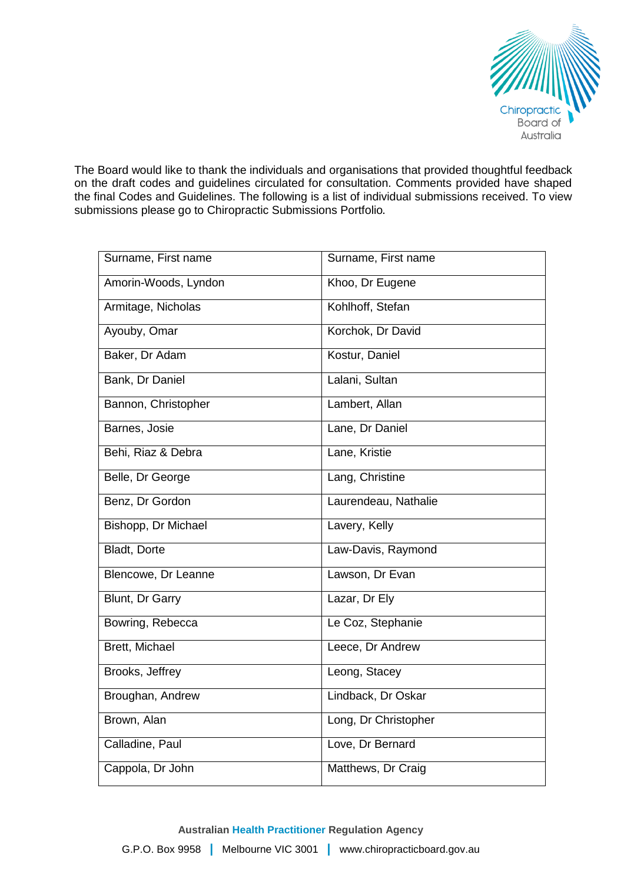The Board would like to thank the individuals and organisations that provided thoughtful feedback on the draft codes and guidelines circulated for consultation. Comments provided have shaped the final Codes and Guidelines. The following is a list of individual submissions received. To view submissions please go to Chiropractic Submissions Portfolio.

| Surname, First name | Surname, First name |
|---|---|
| Amorin-Woods, Lyndon | Khoo, Dr Eugene |
| Armitage, Nicholas | Kohlhoff, Stefan |
| Ayouby, Omar | Korchok, Dr David |
| Baker, Dr Adam | Kostur, Daniel |
| Bank, Dr Daniel | Lalani, Sultan |
| Bannon, Christopher | Lambert, Allan |
| Barnes, Josie | Lane, Dr Daniel |
| Behi, Riaz & Debra | Lane, Kristie |
| Belle, Dr George | Lang, Christine |
| Benz, Dr Gordon | Laurendeau, Nathalie |
| Bishopp, Dr Michael | Lavery, Kelly |
| Bladt, Dorte | Law-Davis, Raymond |
| Blencowe, Dr Leanne | Lawson, Dr Evan |
| Blunt, Dr Garry | Lazar, Dr Ely |
| Bowring, Rebecca | Le Coz, Stephanie |
| Brett, Michael | Leece, Dr Andrew |
| Brooks, Jeffrey | Leong, Stacey |
| Broughan, Andrew | Lindback, Dr Oskar |
| Brown, Alan | Long, Dr Christopher |
| Calladine, Paul | Love, Dr Bernard |
| Cappola, Dr John | Matthews, Dr Craig |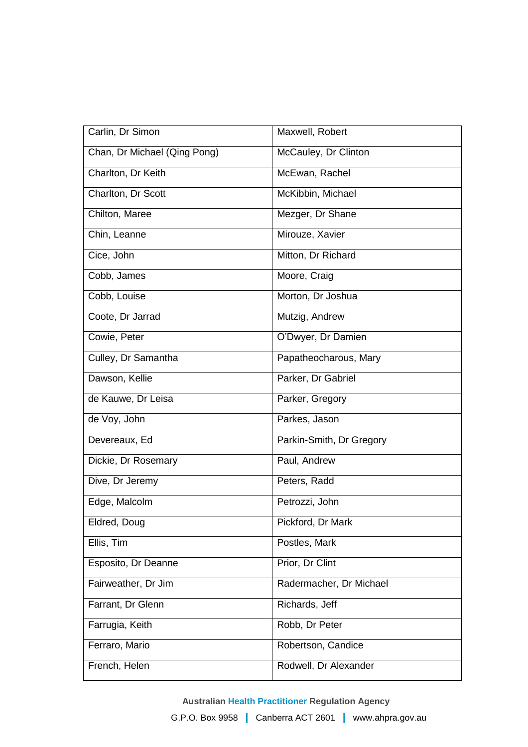| | |
|---|---|
| Carlin, Dr Simon | Maxwell, Robert |
| Chan, Dr Michael (Qing Pong) | McCauley, Dr Clinton |
| Charlton, Dr Keith | McEwan, Rachel |
| Charlton, Dr Scott | McKibbin, Michael |
| Chilton, Maree | Mezger, Dr Shane |
| Chin, Leanne | Mirouze, Xavier |
| Cice, John | Mitton, Dr Richard |
| Cobb, James | Moore, Craig |
| Cobb, Louise | Morton, Dr Joshua |
| Coote, Dr Jarrad | Mutzig, Andrew |
| Cowie, Peter | O'Dwyer, Dr Damien |
| Culley, Dr Samantha | Papatheocharous, Mary |
| Dawson, Kellie | Parker, Dr Gabriel |
| de Kauwe, Dr Leisa | Parker, Gregory |
| de Voy, John | Parkes, Jason |
| Devereaux, Ed | Parkin-Smith, Dr Gregory |
| Dickie, Dr Rosemary | Paul, Andrew |
| Dive, Dr Jeremy | Peters, Radd |
| Edge, Malcolm | Petrozzi, John |
| Eldred, Doug | Pickford, Dr Mark |
| Ellis, Tim | Postles, Mark |
| Esposito, Dr Deanne | Prior, Dr Clint |
| Fairweather, Dr Jim | Radermacher, Dr Michael |
| Farrant, Dr Glenn | Richards, Jeff |
| Farrugia, Keith | Robb, Dr Peter |
| Ferraro, Mario | Robertson, Candice |
| French, Helen | Rodwell, Dr Alexander |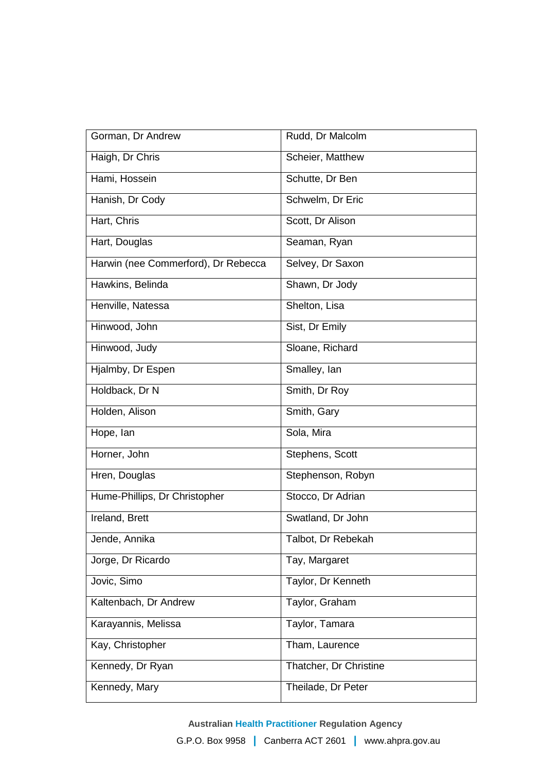| Gorman, Dr Andrew | Rudd, Dr Malcolm |
| --- | --- |
| Haigh, Dr Chris | Scheier, Matthew |
| Hami, Hossein | Schutte, Dr Ben |
| Hanish, Dr Cody | Schwelm, Dr Eric |
| Hart, Chris | Scott, Dr Alison |
| Hart, Douglas | Seaman, Ryan |
| Harwin (nee Commerford), Dr Rebecca | Selvey, Dr Saxon |
| Hawkins, Belinda | Shawn, Dr Jody |
| Henville, Natessa | Shelton, Lisa |
| Hinwood, John | Sist, Dr Emily |
| Hinwood, Judy | Sloane, Richard |
| Hjalmby, Dr Espen | Smalley, Ian |
| Holdback, Dr N | Smith, Dr Roy |
| Holden, Alison | Smith, Gary |
| Hope, Ian | Sola, Mira |
| Horner, John | Stephens, Scott |
| Hren, Douglas | Stephenson, Robyn |
| Hume-Phillips, Dr Christopher | Stocco, Dr Adrian |
| Ireland, Brett | Swatland, Dr John |
| Jende, Annika | Talbot, Dr Rebekah |
| Jorge, Dr Ricardo | Tay, Margaret |
| Jovic, Simo | Taylor, Dr Kenneth |
| Kaltenbach, Dr Andrew | Taylor, Graham |
| Karayannis, Melissa | Taylor, Tamara |
| Kay, Christopher | Tham, Laurence |
| Kennedy, Dr Ryan | Thatcher, Dr Christine |
| Kennedy, Mary | Theilade, Dr Peter |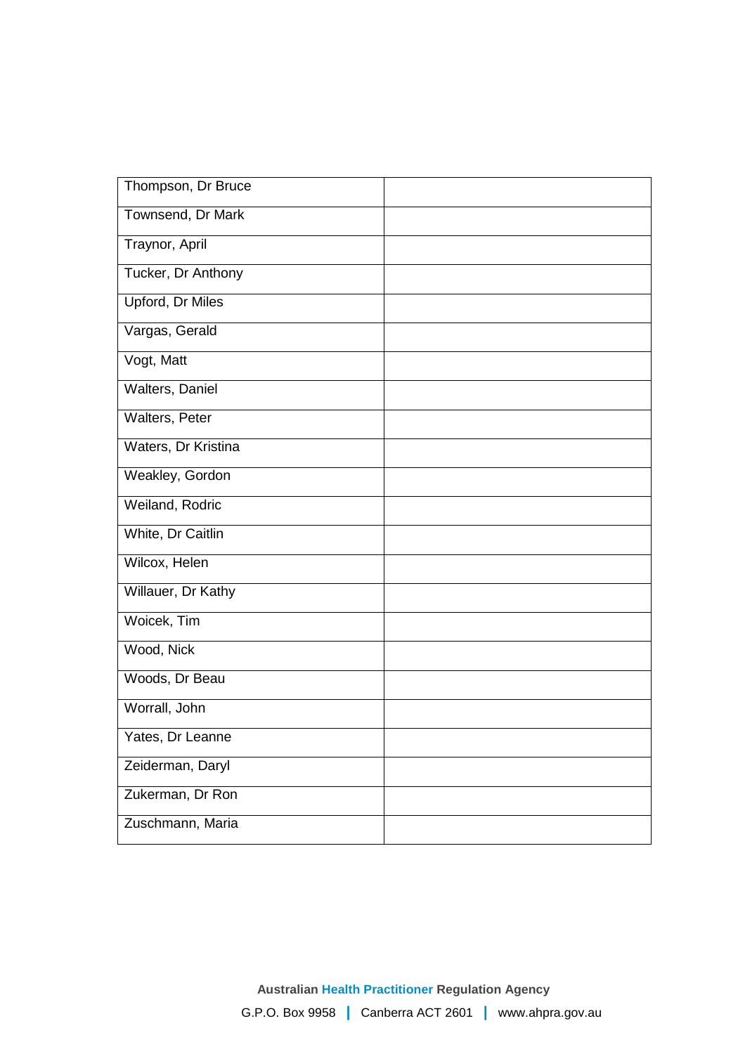| | |
|---|---|
| Thompson, Dr Bruce | |
| Townsend, Dr Mark | |
| Traynor, April | |
| Tucker, Dr Anthony | |
| Upford, Dr Miles | |
| Vargas, Gerald | |
| Vogt, Matt | |
| Walters, Daniel | |
| Walters, Peter | |
| Waters, Dr Kristina | |
| Weakley, Gordon | |
| Weiland, Rodric | |
| White, Dr Caitlin | |
| Wilcox, Helen | |
| Willauer, Dr Kathy | |
| Woicek, Tim | |
| Wood, Nick | |
| Woods, Dr Beau | |
| Worrall, John | |
| Yates, Dr Leanne | |
| Zeiderman, Daryl | |
| Zukerman, Dr Ron | |
| Zuschmann, Maria | |